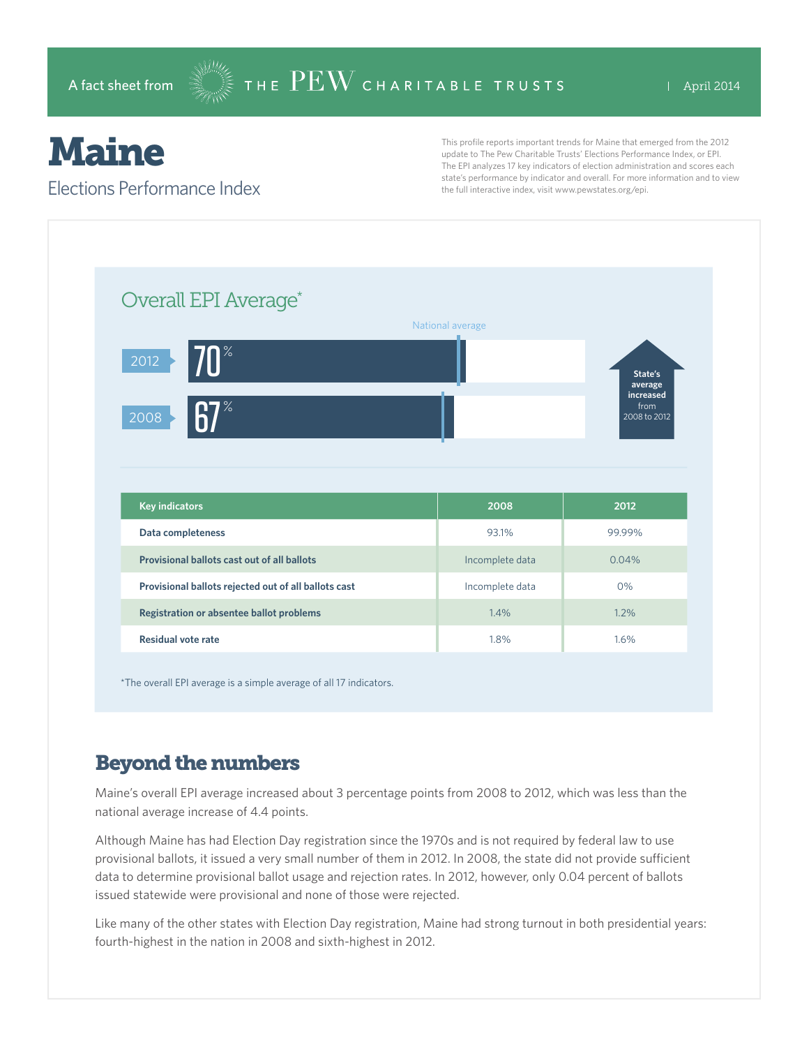A fact sheet from THE PEW CHARITABLE TRUSTS | April 2014

# Maine

## Elections Performance Index

This profile reports important trends for Maine that emerged from the 2012 update to The Pew Charitable Trusts' Elections Performance Index, or EPI. The EPI analyzes 17 key indicators of election administration and scores each state's performance by indicator and overall. For more information and to view the full interactive index, visit www.pewstates.org/epi.

### Overall EPI Average*

National average

2012 70%

2008 67%

State's average increased from 2008 to 2012

| Key indicators | 2008 | 2012 |
|---|---|---|
| Data completeness | 93.1% | 99.99% |
| Provisional ballots cast out of all ballots | Incomplete data | 0.04% |
| Provisional ballots rejected out of all ballots cast | Incomplete data | 0% |
| Registration or absentee ballot problems | 1.4% | 1.2% |
| Residual vote rate | 1.8% | 1.6% |

*The overall EPI average is a simple average of all 17 indicators.

## Beyond the numbers

Maine's overall EPI average increased about 3 percentage points from 2008 to 2012, which was less than the national average increase of 4.4 points.

Although Maine has had Election Day registration since the 1970s and is not required by federal law to use provisional ballots, it issued a very small number of them in 2012. In 2008, the state did not provide sufficient data to determine provisional ballot usage and rejection rates. In 2012, however, only 0.04 percent of ballots issued statewide were provisional and none of those were rejected.

Like many of the other states with Election Day registration, Maine had strong turnout in both presidential years: fourth-highest in the nation in 2008 and sixth-highest in 2012.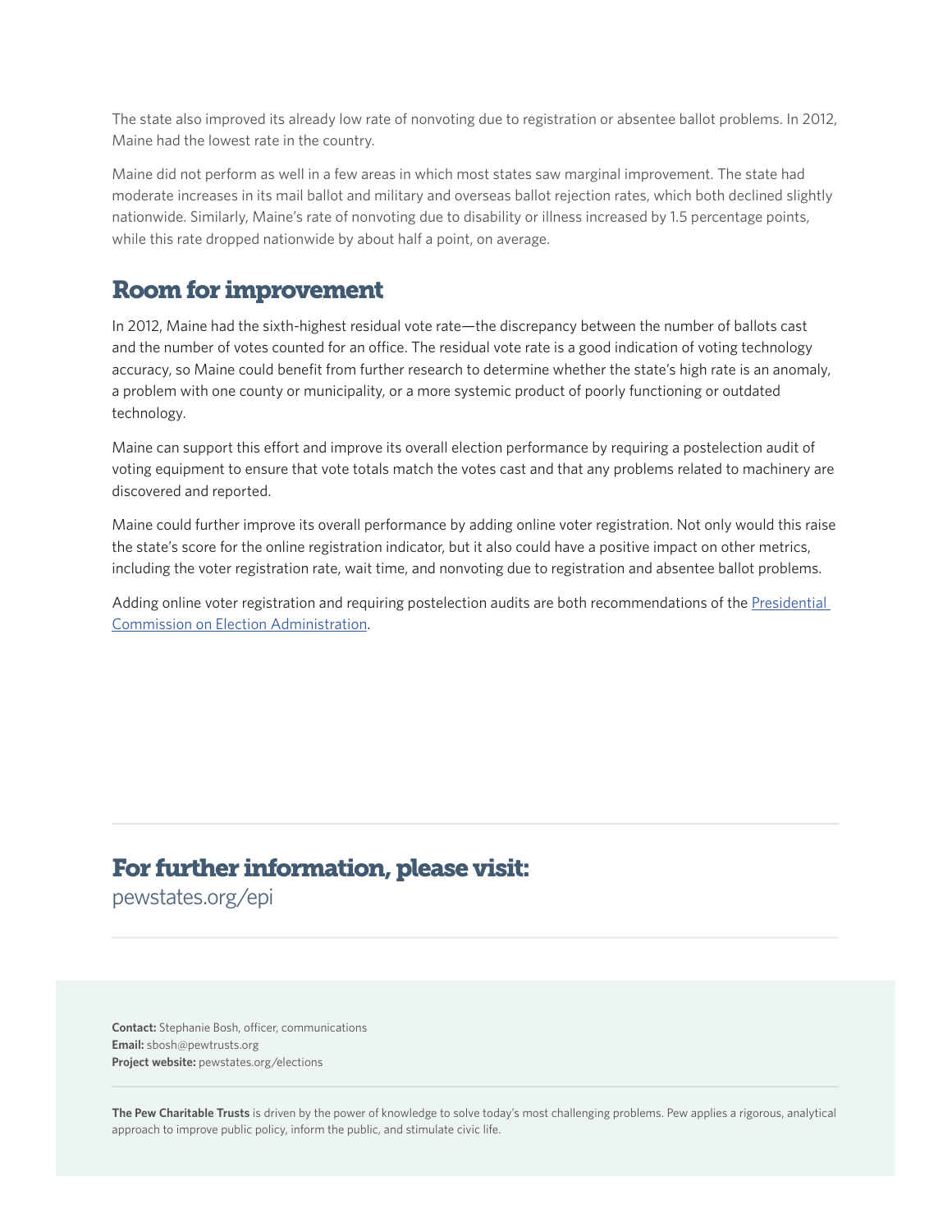The state also improved its already low rate of nonvoting due to registration or absentee ballot problems. In 2012, Maine had the lowest rate in the country.

Maine did not perform as well in a few areas in which most states saw marginal improvement. The state had moderate increases in its mail ballot and military and overseas ballot rejection rates, which both declined slightly nationwide. Similarly, Maine's rate of nonvoting due to disability or illness increased by 1.5 percentage points, while this rate dropped nationwide by about half a point, on average.

## Room for improvement

In 2012, Maine had the sixth-highest residual vote rate—the discrepancy between the number of ballots cast and the number of votes counted for an office. The residual vote rate is a good indication of voting technology accuracy, so Maine could benefit from further research to determine whether the state's high rate is an anomaly, a problem with one county or municipality, or a more systemic product of poorly functioning or outdated technology.

Maine can support this effort and improve its overall election performance by requiring a postelection audit of voting equipment to ensure that vote totals match the votes cast and that any problems related to machinery are discovered and reported.

Maine could further improve its overall performance by adding online voter registration. Not only would this raise the state's score for the online registration indicator, but it also could have a positive impact on other metrics, including the voter registration rate, wait time, and nonvoting due to registration and absentee ballot problems.

Adding online voter registration and requiring postelection audits are both recommendations of the Presidential Commission on Election Administration.

## For further information, please visit:

pewstates.org/epi

**Contact:** Stephanie Bosh, officer, communications
**Email:** sbosh@pewtrusts.org
**Project website:** pewstates.org/elections

**The Pew Charitable Trusts** is driven by the power of knowledge to solve today's most challenging problems. Pew applies a rigorous, analytical approach to improve public policy, inform the public, and stimulate civic life.